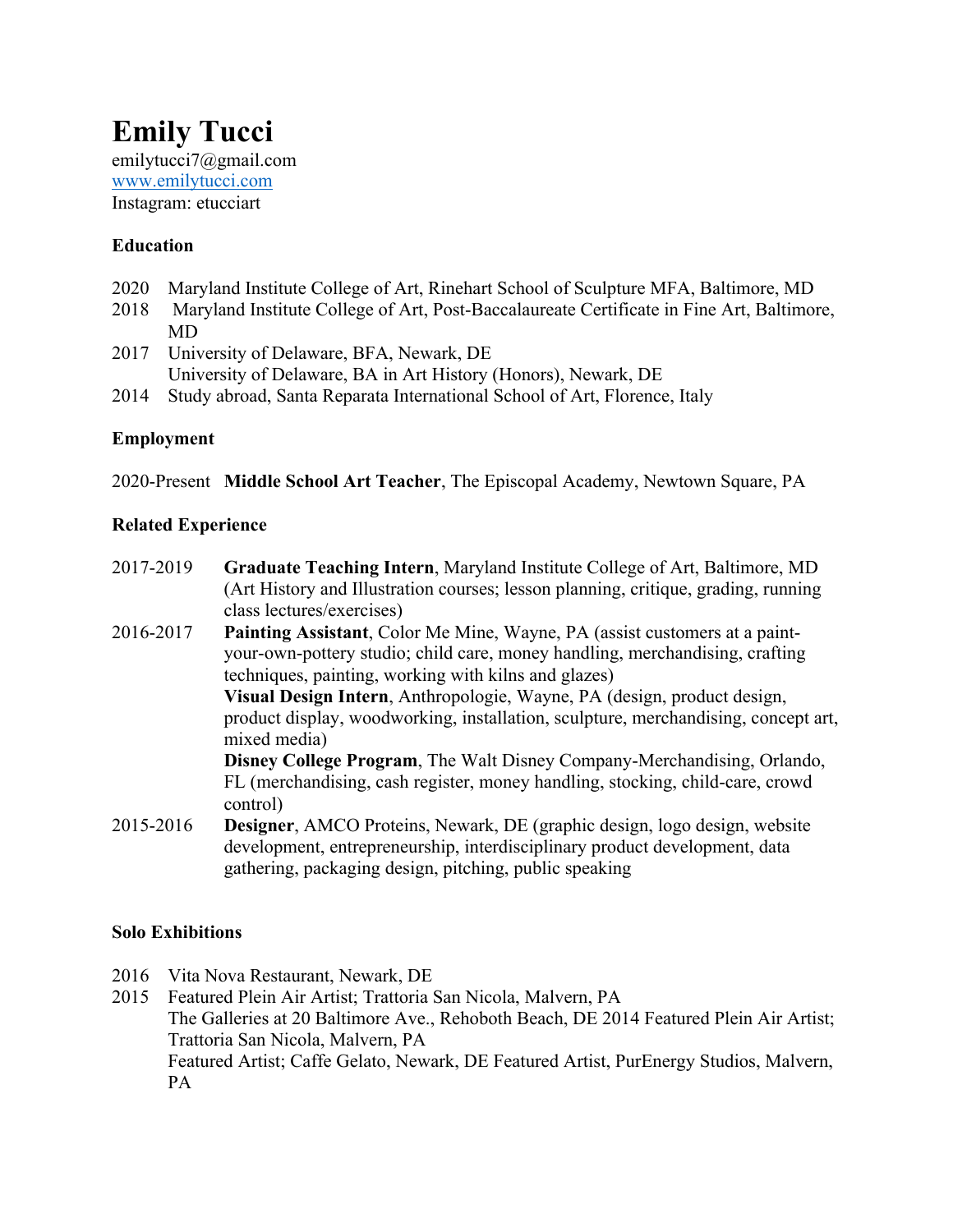# Emily Tucci

emilytucci7@gmail.com
www.emilytucci.com
Instagram: etucciart

### Education

2020 Maryland Institute College of Art, Rinehart School of Sculpture MFA, Baltimore, MD
2018 Maryland Institute College of Art, Post-Baccalaureate Certificate in Fine Art, Baltimore, MD
2017 University of Delaware, BFA, Newark, DE
University of Delaware, BA in Art History (Honors), Newark, DE
2014 Study abroad, Santa Reparata International School of Art, Florence, Italy

### Employment

2020-Present **Middle School Art Teacher**, The Episcopal Academy, Newtown Square, PA

### Related Experience

2017-2019 **Graduate Teaching Intern**, Maryland Institute College of Art, Baltimore, MD (Art History and Illustration courses; lesson planning, critique, grading, running class lectures/exercises)

2016-2017 **Painting Assistant**, Color Me Mine, Wayne, PA (assist customers at a paint-your-own-pottery studio; child care, money handling, merchandising, crafting techniques, painting, working with kilns and glazes)
**Visual Design Intern**, Anthropologie, Wayne, PA (design, product design, product display, woodworking, installation, sculpture, merchandising, concept art, mixed media)
**Disney College Program**, The Walt Disney Company-Merchandising, Orlando, FL (merchandising, cash register, money handling, stocking, child-care, crowd control)

2015-2016 **Designer**, AMCO Proteins, Newark, DE (graphic design, logo design, website development, entrepreneurship, interdisciplinary product development, data gathering, packaging design, pitching, public speaking

### Solo Exhibitions

2016 Vita Nova Restaurant, Newark, DE
2015 Featured Plein Air Artist; Trattoria San Nicola, Malvern, PA
The Galleries at 20 Baltimore Ave., Rehoboth Beach, DE 2014 Featured Plein Air Artist; Trattoria San Nicola, Malvern, PA
Featured Artist; Caffe Gelato, Newark, DE Featured Artist, PurEnergy Studios, Malvern, PA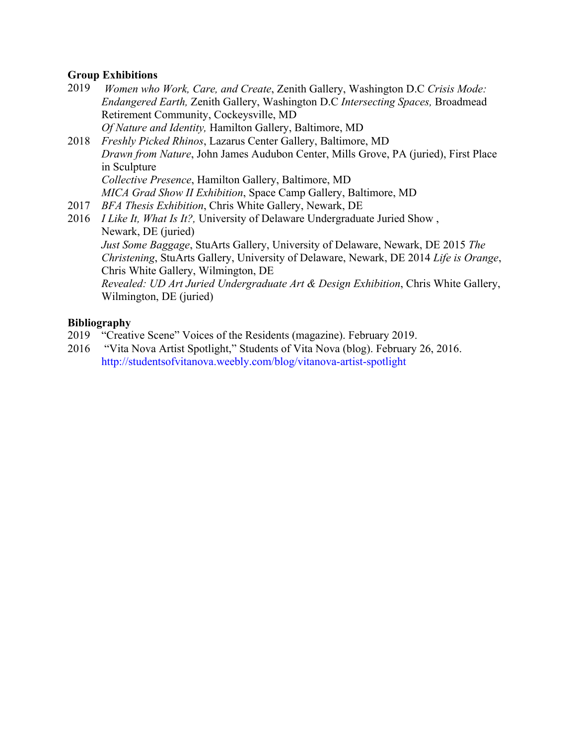**Group Exhibitions**

2019 *Women who Work, Care, and Create*, Zenith Gallery, Washington D.C *Crisis Mode: Endangered Earth,* Zenith Gallery, Washington D.C *Intersecting Spaces,* Broadmead Retirement Community, Cockeysville, MD
*Of Nature and Identity,* Hamilton Gallery, Baltimore, MD

2018 *Freshly Picked Rhinos*, Lazarus Center Gallery, Baltimore, MD
*Drawn from Nature*, John James Audubon Center, Mills Grove, PA (juried), First Place in Sculpture
*Collective Presence*, Hamilton Gallery, Baltimore, MD
*MICA Grad Show II Exhibition*, Space Camp Gallery, Baltimore, MD

2017 *BFA Thesis Exhibition*, Chris White Gallery, Newark, DE

2016 *I Like It, What Is It?,* University of Delaware Undergraduate Juried Show , Newark, DE (juried)
*Just Some Baggage*, StuArts Gallery, University of Delaware, Newark, DE 2015 *The Christening*, StuArts Gallery, University of Delaware, Newark, DE 2014 *Life is Orange*, Chris White Gallery, Wilmington, DE
*Revealed: UD Art Juried Undergraduate Art & Design Exhibition*, Chris White Gallery, Wilmington, DE (juried)

**Bibliography**

2019 "Creative Scene" Voices of the Residents (magazine). February 2019.

2016 "Vita Nova Artist Spotlight," Students of Vita Nova (blog). February 26, 2016.
http://studentsofvitanova.weebly.com/blog/vitanova-artist-spotlight